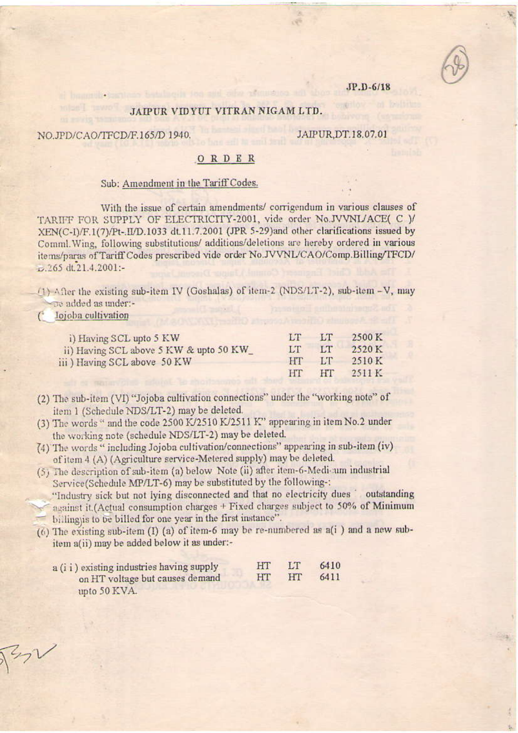JP.D-6/18

## JAIPUR VIDYUT VITRAN NIGAM LTD.

NO.JPD/CAO/TFCD/F.165/D 1940. JAIPUR,DT.18.07.01

### ORDER

Sub: Amendment in the Tariff Codes.

With the issue of certain amendments/ corrigendum in various clauses of TARIFF FOR SUPPLY OF ELECTRICITY-2001, vide order No.JVVNL/ACE( C )/ XEN(C-I)/F.1(7)/Pt-.II/D.1033 dt.11.7.2001 (JPR 5-29)and other clarifications issued by Comml.Wing, following substitutions/ additions/deletions are hereby ordered in various items/paras of Tariff Codes prescribed vide order No.JVVNL/CAO/Comp.Billing/TFCD/ D.265 dt.21.4.2001:-

(1) After the existing sub-item IV (Goshalas) of item-2 (NDS/LT-2), sub-item -V, may be added as under:-

(V) Jojoba cultivation

| | | | |
|---|---|---|---|
| i) Having SCL upto 5 KW | LT | LT | 2500 K |
| ii) Having SCL above 5 KW & upto 50 KW_ | LT | LT | 2520 K |
| iii ) Having SCL above 50 KW | HT | LT | 2510 K |
| | HT | HT | 2511 K |

(2) The sub-item (VI) "Jojoba cultivation connections" under the "working note" of item 1 (Schedule NDS/LT-2) may be deleted.

(3) The words " and the code 2500 K/2510 K/2511 K" appearing in item No.2 under the working note (schedule NDS/LT-2) may be deleted.

(4) The words " including Jojoba cultivation/connections" appearing in sub-item (iv) of item 4 (A) (Agriculture service-Metered supply) may be deleted.

(5) The description of sub-item (a) below Note (ii) after item-6-Medium industrial Service(Schedule MP/LT-6) may be substituted by the following-:

"Industry sick but not lying disconnected and that no electricity dues outstanding against it.(Actual consumption charges + Fixed charges subject to 50% of Minimum billing)is to be billed for one year in the first instance".

(6) The existing sub-item (I) (a) of item-6 may be re-numbered as a(i ) and a new sub-item a(ii) may be added below it as under:-

| | | | |
|---|---|---|---|
| a (i i ) existing industries having supply on HT voltage but causes demand upto 50 KVA. | HT | LT | 6410 |
| | HT | HT | 6411 |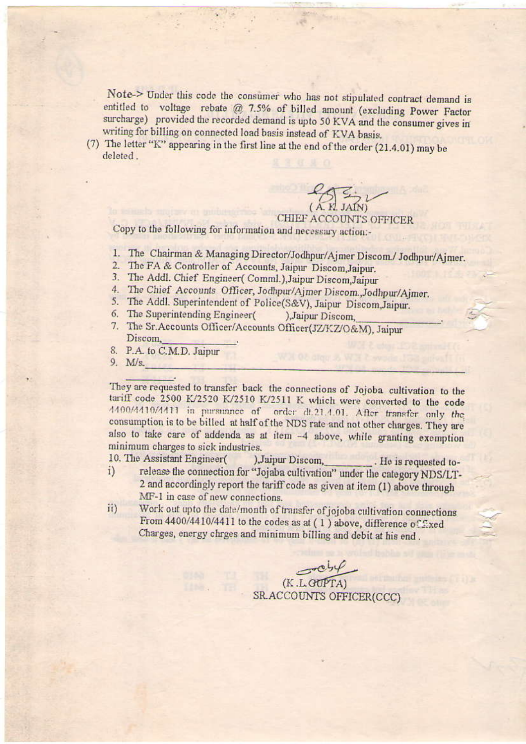Note-> Under this code the consumer who has not stipulated contract demand is entitled to voltage rebate @ 7.5% of billed amount (excluding Power Factor surcharge) provided the recorded demand is upto 50 KVA and the consumer gives in writing for billing on connected load basis instead of KVA basis.

(7) The letter "K" appearing in the first line at the end of the order (21.4.01) may be deleted.

(A. K. JAIN)
CHIEF ACCOUNTS OFFICER

Copy to the following for information and necessary action:-

1. The Chairman & Managing Director/Jodhpur/Ajmer Discom./ Jodhpur/Ajmer.
2. The FA & Controller of Accounts, Jaipur Discom,Jaipur.
3. The Addl. Chief Engineer( Comml.),Jaipur Discom,Jaipur
4. The Chief Accounts Officer, Jodhpur/Ajmer Discom.,Jodhpur/Ajmer.
5. The Addl. Superintendent of Police(S&V), Jaipur Discom,Jaipur.
6. The Superintending Engineer( ),Jaipur Discom, \_\_\_\_\_\_\_\_\_\_.
7. The Sr.Accounts Officer/Accounts Officer(JZ/KZ/O&M), Jaipur Discom, \_\_\_\_\_\_\_\_\_\_.
8. P.A. to C.M.D. Jaipur
9. M/s. \_\_\_\_\_\_\_\_\_\_

They are requested to transfer back the connections of Jojoba cultivation to the tariff code 2500 K/2520 K/2510 K/2511 K which were converted to the code 4400/4410/4411 in pursuance of order dt.21.4.01. After transfer only the consumption is to be billed at half of the NDS rate and not other charges. They are also to take care of addenda as at item -4 above, while granting exemption minimum charges to sick industries.

10. The Assistant Engineer( ),Jaipur Discom, \_\_\_\_\_\_\_\_. He is requested to-

i) release the connection for "Jojaba cultivation" under the category NDS/LT-2 and accordingly report the tariff code as given at item (1) above through MF-1 in case of new connections.

ii) Work out upto the date/month of transfer of jojoba cultivation connections From 4400/4410/4411 to the codes as at ( 1 ) above, difference of fixed Charges, energy chrges and minimum billing and debit at his end .

(K.L.GUPTA)
SR.ACCOUNTS OFFICER(CCC)